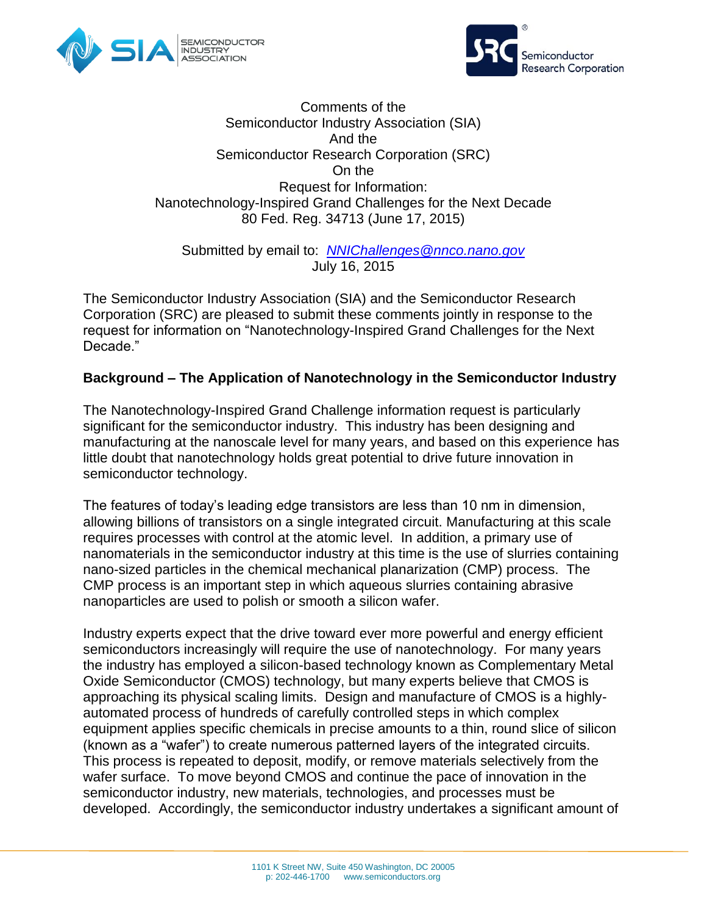Comments of the
Semiconductor Industry Association (SIA)
And the
Semiconductor Research Corporation (SRC)
On the
Request for Information:
Nanotechnology-Inspired Grand Challenges for the Next Decade
80 Fed. Reg. 34713 (June 17, 2015)

Submitted by email to: *NNIChallenges@nnco.nano.gov*
July 16, 2015

The Semiconductor Industry Association (SIA) and the Semiconductor Research Corporation (SRC) are pleased to submit these comments jointly in response to the request for information on "Nanotechnology-Inspired Grand Challenges for the Next Decade."

**Background – The Application of Nanotechnology in the Semiconductor Industry**

The Nanotechnology-Inspired Grand Challenge information request is particularly significant for the semiconductor industry. This industry has been designing and manufacturing at the nanoscale level for many years, and based on this experience has little doubt that nanotechnology holds great potential to drive future innovation in semiconductor technology.

The features of today's leading edge transistors are less than 10 nm in dimension, allowing billions of transistors on a single integrated circuit. Manufacturing at this scale requires processes with control at the atomic level. In addition, a primary use of nanomaterials in the semiconductor industry at this time is the use of slurries containing nano-sized particles in the chemical mechanical planarization (CMP) process. The CMP process is an important step in which aqueous slurries containing abrasive nanoparticles are used to polish or smooth a silicon wafer.

Industry experts expect that the drive toward ever more powerful and energy efficient semiconductors increasingly will require the use of nanotechnology. For many years the industry has employed a silicon-based technology known as Complementary Metal Oxide Semiconductor (CMOS) technology, but many experts believe that CMOS is approaching its physical scaling limits. Design and manufacture of CMOS is a highly-automated process of hundreds of carefully controlled steps in which complex equipment applies specific chemicals in precise amounts to a thin, round slice of silicon (known as a "wafer") to create numerous patterned layers of the integrated circuits. This process is repeated to deposit, modify, or remove materials selectively from the wafer surface. To move beyond CMOS and continue the pace of innovation in the semiconductor industry, new materials, technologies, and processes must be developed. Accordingly, the semiconductor industry undertakes a significant amount of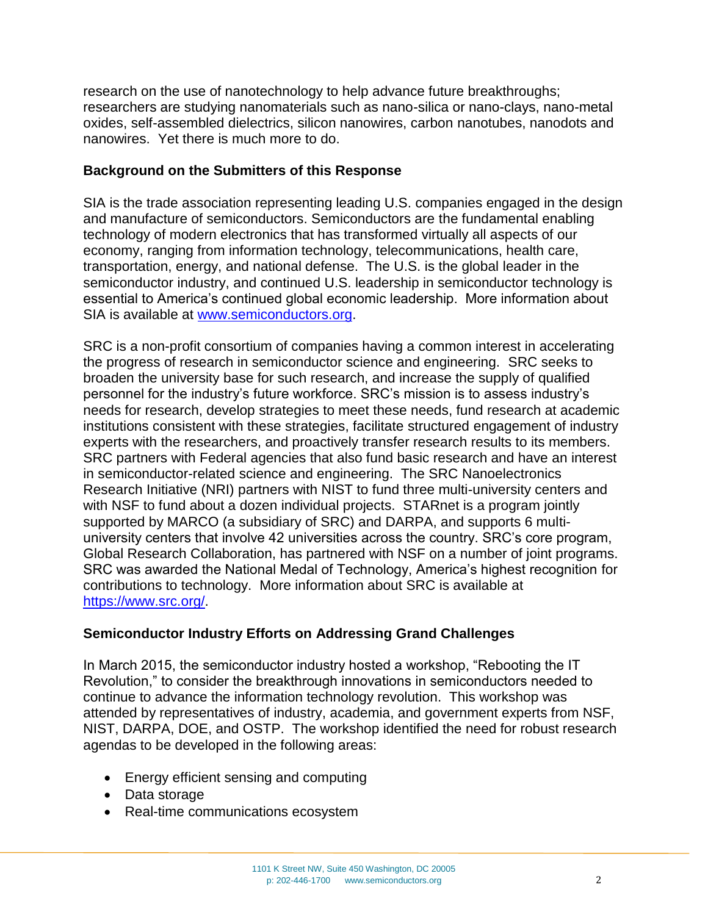research on the use of nanotechnology to help advance future breakthroughs; researchers are studying nanomaterials such as nano-silica or nano-clays, nano-metal oxides, self-assembled dielectrics, silicon nanowires, carbon nanotubes, nanodots and nanowires. Yet there is much more to do.

**Background on the Submitters of this Response**

SIA is the trade association representing leading U.S. companies engaged in the design and manufacture of semiconductors. Semiconductors are the fundamental enabling technology of modern electronics that has transformed virtually all aspects of our economy, ranging from information technology, telecommunications, health care, transportation, energy, and national defense. The U.S. is the global leader in the semiconductor industry, and continued U.S. leadership in semiconductor technology is essential to America's continued global economic leadership. More information about SIA is available at [www.semiconductors.org](http://www.semiconductors.org).

SRC is a non-profit consortium of companies having a common interest in accelerating the progress of research in semiconductor science and engineering. SRC seeks to broaden the university base for such research, and increase the supply of qualified personnel for the industry's future workforce. SRC's mission is to assess industry's needs for research, develop strategies to meet these needs, fund research at academic institutions consistent with these strategies, facilitate structured engagement of industry experts with the researchers, and proactively transfer research results to its members. SRC partners with Federal agencies that also fund basic research and have an interest in semiconductor-related science and engineering. The SRC Nanoelectronics Research Initiative (NRI) partners with NIST to fund three multi-university centers and with NSF to fund about a dozen individual projects. STARnet is a program jointly supported by MARCO (a subsidiary of SRC) and DARPA, and supports 6 multi-university centers that involve 42 universities across the country. SRC's core program, Global Research Collaboration, has partnered with NSF on a number of joint programs. SRC was awarded the National Medal of Technology, America's highest recognition for contributions to technology. More information about SRC is available at [https://www.src.org/](https://www.src.org/).

**Semiconductor Industry Efforts on Addressing Grand Challenges**

In March 2015, the semiconductor industry hosted a workshop, "Rebooting the IT Revolution," to consider the breakthrough innovations in semiconductors needed to continue to advance the information technology revolution. This workshop was attended by representatives of industry, academia, and government experts from NSF, NIST, DARPA, DOE, and OSTP. The workshop identified the need for robust research agendas to be developed in the following areas:

- Energy efficient sensing and computing
- Data storage
- Real-time communications ecosystem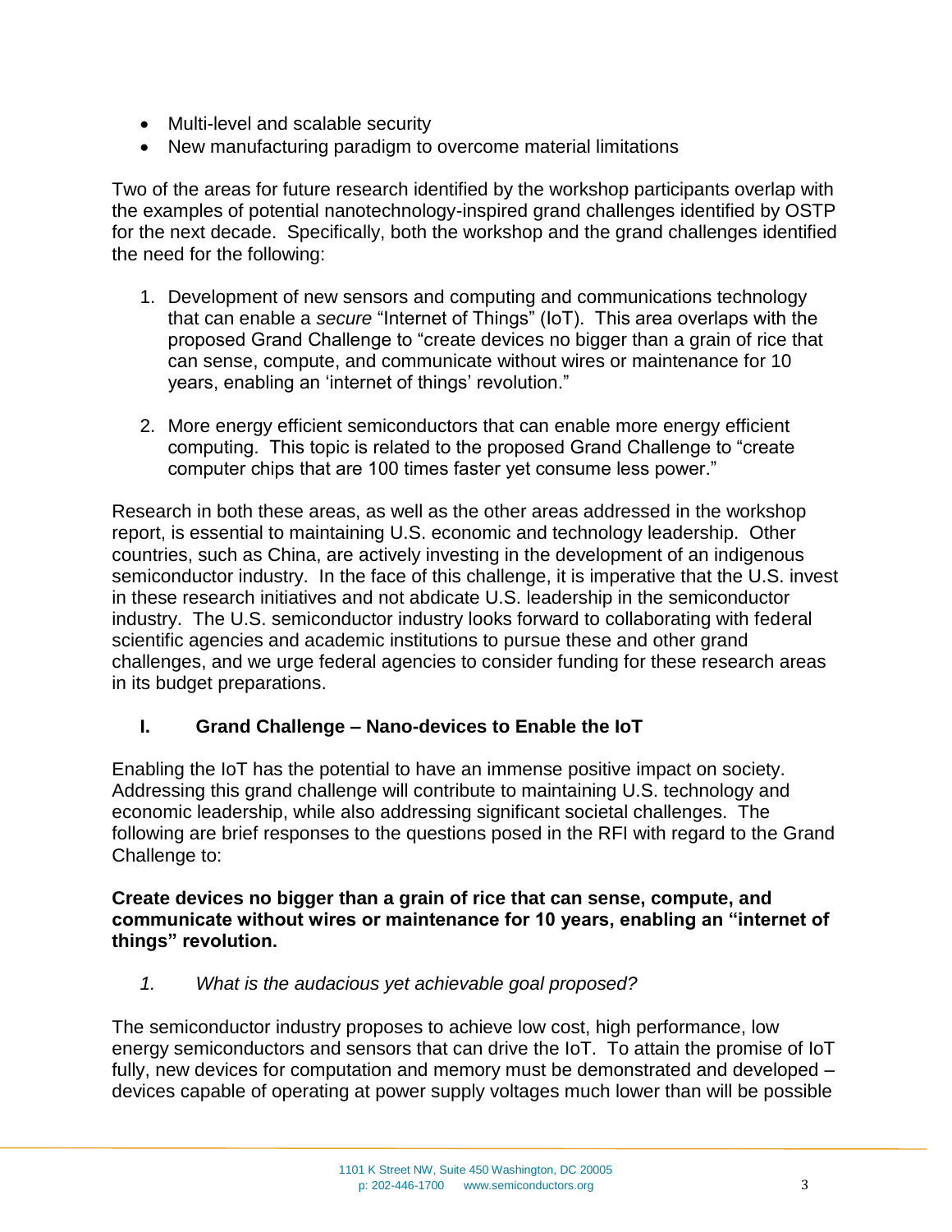- Multi-level and scalable security
- New manufacturing paradigm to overcome material limitations

Two of the areas for future research identified by the workshop participants overlap with the examples of potential nanotechnology-inspired grand challenges identified by OSTP for the next decade. Specifically, both the workshop and the grand challenges identified the need for the following:

1. Development of new sensors and computing and communications technology that can enable a *secure* "Internet of Things" (IoT). This area overlaps with the proposed Grand Challenge to "create devices no bigger than a grain of rice that can sense, compute, and communicate without wires or maintenance for 10 years, enabling an 'internet of things' revolution."

2. More energy efficient semiconductors that can enable more energy efficient computing. This topic is related to the proposed Grand Challenge to "create computer chips that are 100 times faster yet consume less power."

Research in both these areas, as well as the other areas addressed in the workshop report, is essential to maintaining U.S. economic and technology leadership. Other countries, such as China, are actively investing in the development of an indigenous semiconductor industry. In the face of this challenge, it is imperative that the U.S. invest in these research initiatives and not abdicate U.S. leadership in the semiconductor industry. The U.S. semiconductor industry looks forward to collaborating with federal scientific agencies and academic institutions to pursue these and other grand challenges, and we urge federal agencies to consider funding for these research areas in its budget preparations.

## I. Grand Challenge – Nano-devices to Enable the IoT

Enabling the IoT has the potential to have an immense positive impact on society. Addressing this grand challenge will contribute to maintaining U.S. technology and economic leadership, while also addressing significant societal challenges. The following are brief responses to the questions posed in the RFI with regard to the Grand Challenge to:

**Create devices no bigger than a grain of rice that can sense, compute, and communicate without wires or maintenance for 10 years, enabling an "internet of things" revolution.**

*1. What is the audacious yet achievable goal proposed?*

The semiconductor industry proposes to achieve low cost, high performance, low energy semiconductors and sensors that can drive the IoT. To attain the promise of IoT fully, new devices for computation and memory must be demonstrated and developed – devices capable of operating at power supply voltages much lower than will be possible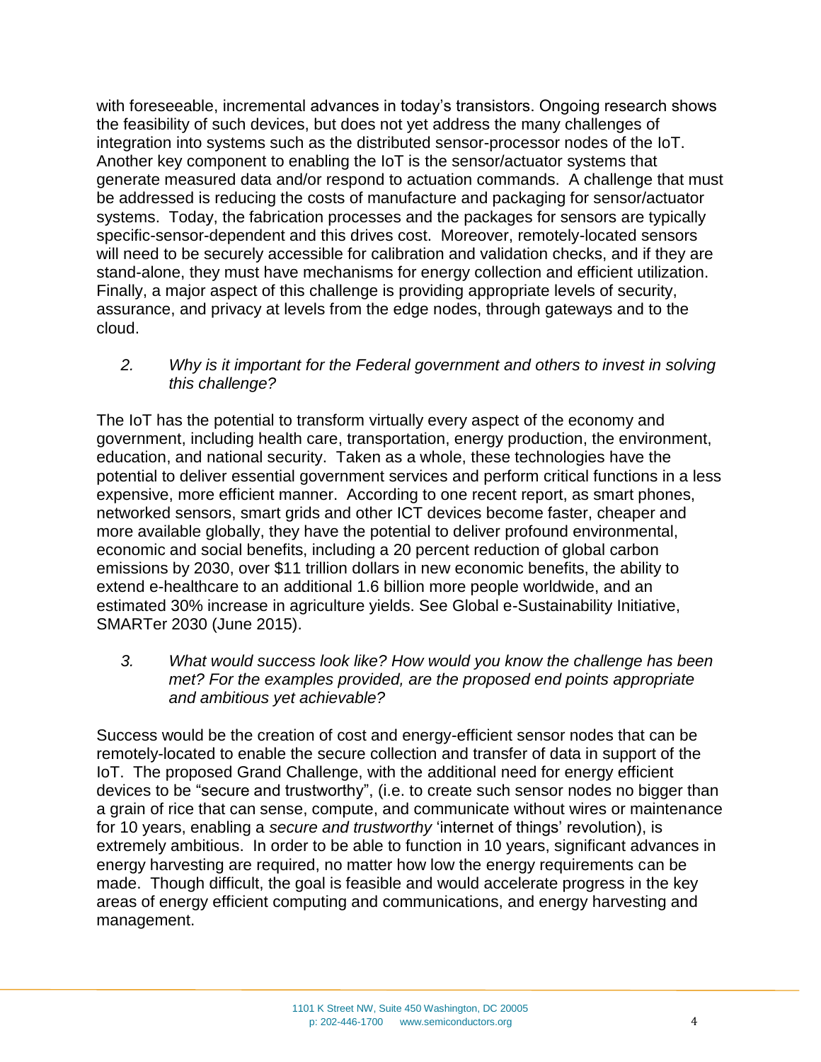with foreseeable, incremental advances in today's transistors. Ongoing research shows the feasibility of such devices, but does not yet address the many challenges of integration into systems such as the distributed sensor-processor nodes of the IoT. Another key component to enabling the IoT is the sensor/actuator systems that generate measured data and/or respond to actuation commands. A challenge that must be addressed is reducing the costs of manufacture and packaging for sensor/actuator systems. Today, the fabrication processes and the packages for sensors are typically specific-sensor-dependent and this drives cost. Moreover, remotely-located sensors will need to be securely accessible for calibration and validation checks, and if they are stand-alone, they must have mechanisms for energy collection and efficient utilization. Finally, a major aspect of this challenge is providing appropriate levels of security, assurance, and privacy at levels from the edge nodes, through gateways and to the cloud.

2. *Why is it important for the Federal government and others to invest in solving this challenge?*

The IoT has the potential to transform virtually every aspect of the economy and government, including health care, transportation, energy production, the environment, education, and national security. Taken as a whole, these technologies have the potential to deliver essential government services and perform critical functions in a less expensive, more efficient manner. According to one recent report, as smart phones, networked sensors, smart grids and other ICT devices become faster, cheaper and more available globally, they have the potential to deliver profound environmental, economic and social benefits, including a 20 percent reduction of global carbon emissions by 2030, over $11 trillion dollars in new economic benefits, the ability to extend e-healthcare to an additional 1.6 billion more people worldwide, and an estimated 30% increase in agriculture yields. See Global e-Sustainability Initiative, SMARTer 2030 (June 2015).

3. *What would success look like? How would you know the challenge has been met? For the examples provided, are the proposed end points appropriate and ambitious yet achievable?*

Success would be the creation of cost and energy-efficient sensor nodes that can be remotely-located to enable the secure collection and transfer of data in support of the IoT. The proposed Grand Challenge, with the additional need for energy efficient devices to be "secure and trustworthy", (i.e. to create such sensor nodes no bigger than a grain of rice that can sense, compute, and communicate without wires or maintenance for 10 years, enabling a *secure and trustworthy* 'internet of things' revolution), is extremely ambitious. In order to be able to function in 10 years, significant advances in energy harvesting are required, no matter how low the energy requirements can be made. Though difficult, the goal is feasible and would accelerate progress in the key areas of energy efficient computing and communications, and energy harvesting and management.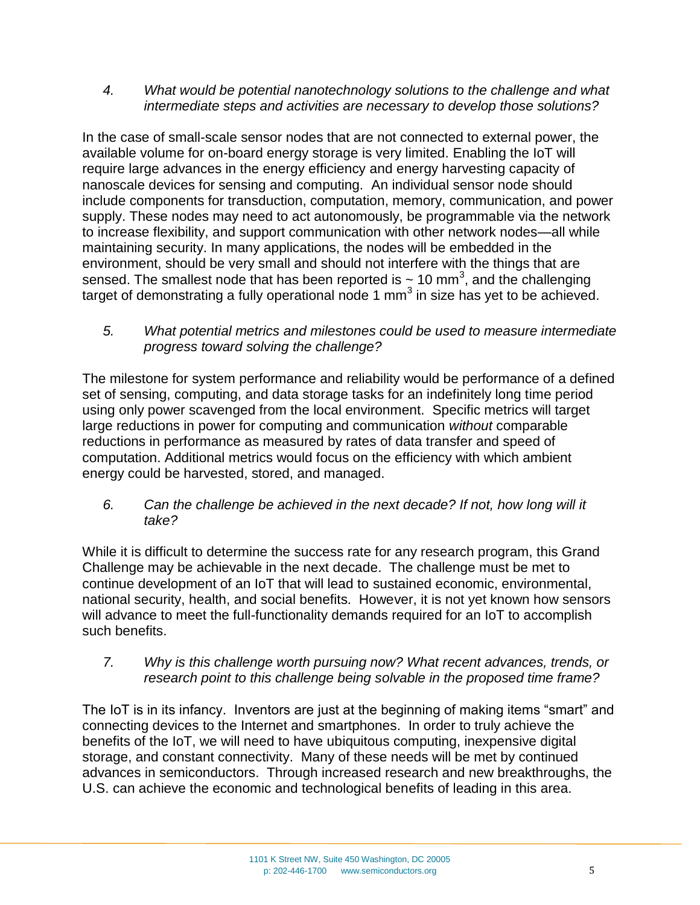4. *What would be potential nanotechnology solutions to the challenge and what intermediate steps and activities are necessary to develop those solutions?*

In the case of small-scale sensor nodes that are not connected to external power, the available volume for on-board energy storage is very limited. Enabling the IoT will require large advances in the energy efficiency and energy harvesting capacity of nanoscale devices for sensing and computing. An individual sensor node should include components for transduction, computation, memory, communication, and power supply. These nodes may need to act autonomously, be programmable via the network to increase flexibility, and support communication with other network nodes—all while maintaining security. In many applications, the nodes will be embedded in the environment, should be very small and should not interfere with the things that are sensed. The smallest node that has been reported is ~ 10 $mm^3$, and the challenging target of demonstrating a fully operational node 1 $mm^3$ in size has yet to be achieved.

5. *What potential metrics and milestones could be used to measure intermediate progress toward solving the challenge?*

The milestone for system performance and reliability would be performance of a defined set of sensing, computing, and data storage tasks for an indefinitely long time period using only power scavenged from the local environment. Specific metrics will target large reductions in power for computing and communication *without* comparable reductions in performance as measured by rates of data transfer and speed of computation. Additional metrics would focus on the efficiency with which ambient energy could be harvested, stored, and managed.

6. *Can the challenge be achieved in the next decade? If not, how long will it take?*

While it is difficult to determine the success rate for any research program, this Grand Challenge may be achievable in the next decade. The challenge must be met to continue development of an IoT that will lead to sustained economic, environmental, national security, health, and social benefits. However, it is not yet known how sensors will advance to meet the full-functionality demands required for an IoT to accomplish such benefits.

7. *Why is this challenge worth pursuing now? What recent advances, trends, or research point to this challenge being solvable in the proposed time frame?*

The IoT is in its infancy. Inventors are just at the beginning of making items "smart" and connecting devices to the Internet and smartphones. In order to truly achieve the benefits of the IoT, we will need to have ubiquitous computing, inexpensive digital storage, and constant connectivity. Many of these needs will be met by continued advances in semiconductors. Through increased research and new breakthroughs, the U.S. can achieve the economic and technological benefits of leading in this area.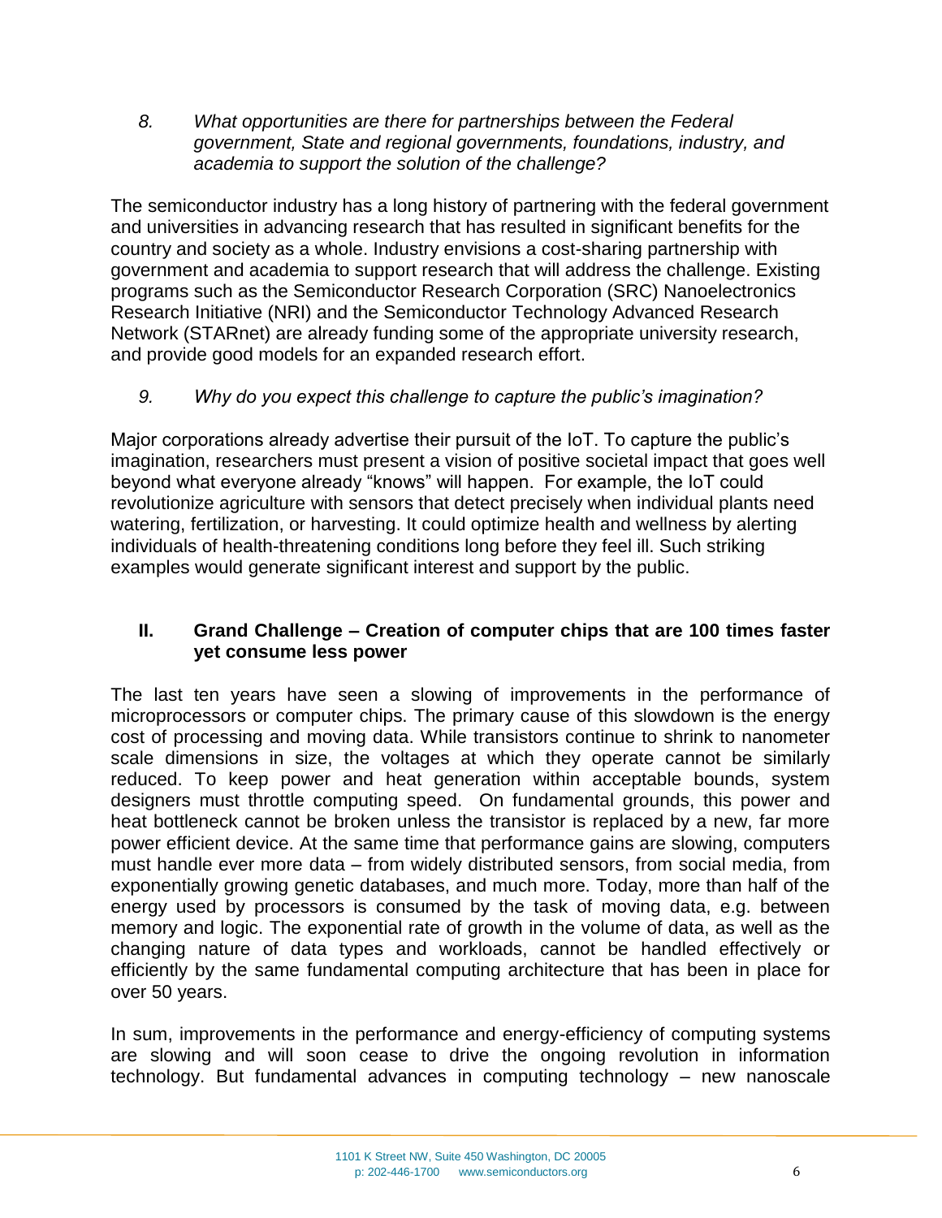*8. What opportunities are there for partnerships between the Federal government, State and regional governments, foundations, industry, and academia to support the solution of the challenge?*

The semiconductor industry has a long history of partnering with the federal government and universities in advancing research that has resulted in significant benefits for the country and society as a whole. Industry envisions a cost-sharing partnership with government and academia to support research that will address the challenge. Existing programs such as the Semiconductor Research Corporation (SRC) Nanoelectronics Research Initiative (NRI) and the Semiconductor Technology Advanced Research Network (STARnet) are already funding some of the appropriate university research, and provide good models for an expanded research effort.

*9. Why do you expect this challenge to capture the public's imagination?*

Major corporations already advertise their pursuit of the IoT. To capture the public's imagination, researchers must present a vision of positive societal impact that goes well beyond what everyone already "knows" will happen. For example, the IoT could revolutionize agriculture with sensors that detect precisely when individual plants need watering, fertilization, or harvesting. It could optimize health and wellness by alerting individuals of health-threatening conditions long before they feel ill. Such striking examples would generate significant interest and support by the public.

## II. Grand Challenge – Creation of computer chips that are 100 times faster yet consume less power

The last ten years have seen a slowing of improvements in the performance of microprocessors or computer chips. The primary cause of this slowdown is the energy cost of processing and moving data. While transistors continue to shrink to nanometer scale dimensions in size, the voltages at which they operate cannot be similarly reduced. To keep power and heat generation within acceptable bounds, system designers must throttle computing speed. On fundamental grounds, this power and heat bottleneck cannot be broken unless the transistor is replaced by a new, far more power efficient device. At the same time that performance gains are slowing, computers must handle ever more data – from widely distributed sensors, from social media, from exponentially growing genetic databases, and much more. Today, more than half of the energy used by processors is consumed by the task of moving data, e.g. between memory and logic. The exponential rate of growth in the volume of data, as well as the changing nature of data types and workloads, cannot be handled effectively or efficiently by the same fundamental computing architecture that has been in place for over 50 years.

In sum, improvements in the performance and energy-efficiency of computing systems are slowing and will soon cease to drive the ongoing revolution in information technology. But fundamental advances in computing technology – new nanoscale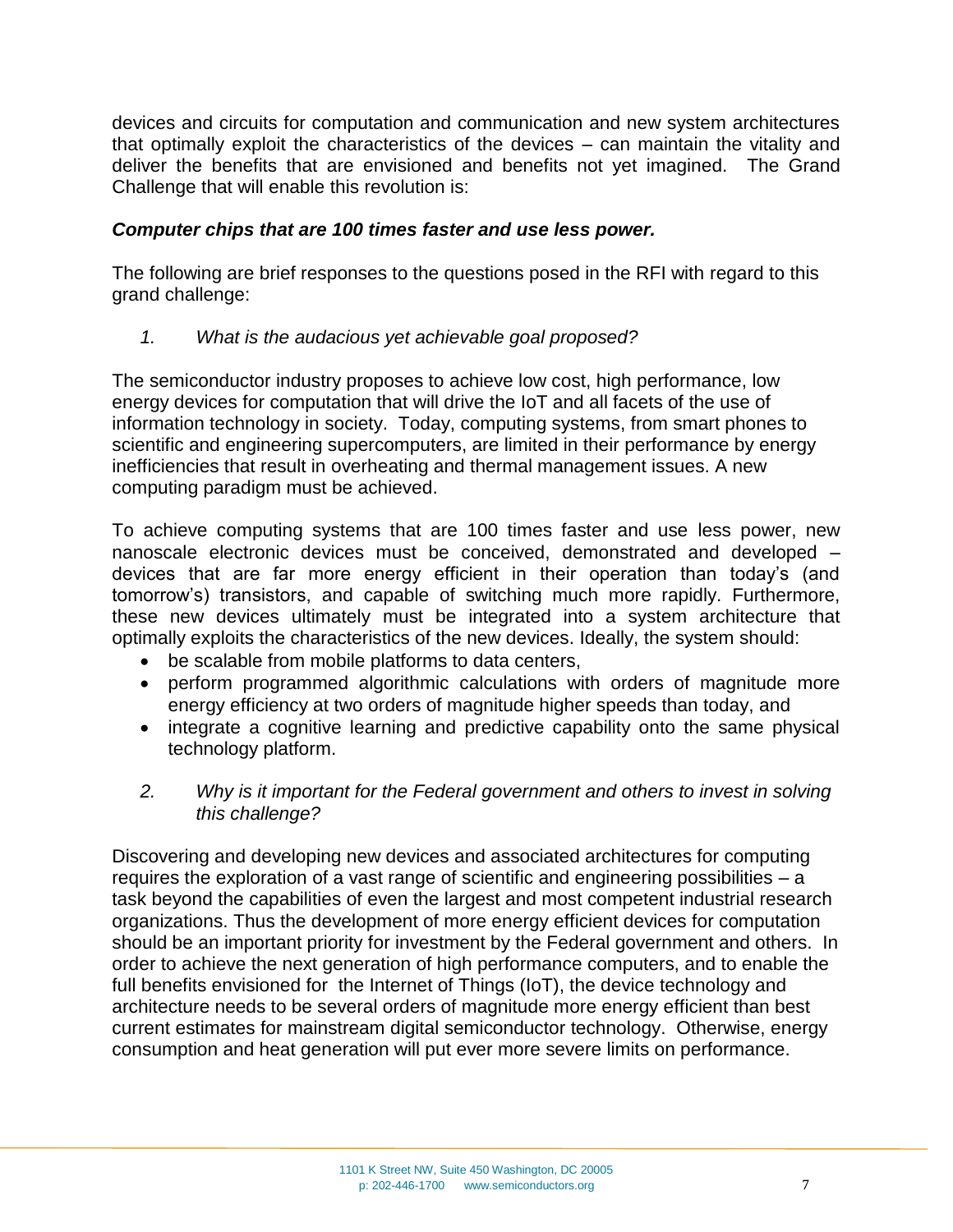devices and circuits for computation and communication and new system architectures that optimally exploit the characteristics of the devices – can maintain the vitality and deliver the benefits that are envisioned and benefits not yet imagined. The Grand Challenge that will enable this revolution is:

***Computer chips that are 100 times faster and use less power.***

The following are brief responses to the questions posed in the RFI with regard to this grand challenge:

1. *What is the audacious yet achievable goal proposed?*

The semiconductor industry proposes to achieve low cost, high performance, low energy devices for computation that will drive the IoT and all facets of the use of information technology in society. Today, computing systems, from smart phones to scientific and engineering supercomputers, are limited in their performance by energy inefficiencies that result in overheating and thermal management issues. A new computing paradigm must be achieved.

To achieve computing systems that are 100 times faster and use less power, new nanoscale electronic devices must be conceived, demonstrated and developed – devices that are far more energy efficient in their operation than today's (and tomorrow's) transistors, and capable of switching much more rapidly. Furthermore, these new devices ultimately must be integrated into a system architecture that optimally exploits the characteristics of the new devices. Ideally, the system should:

- be scalable from mobile platforms to data centers,
- perform programmed algorithmic calculations with orders of magnitude more energy efficiency at two orders of magnitude higher speeds than today, and
- integrate a cognitive learning and predictive capability onto the same physical technology platform.

2. *Why is it important for the Federal government and others to invest in solving this challenge?*

Discovering and developing new devices and associated architectures for computing requires the exploration of a vast range of scientific and engineering possibilities – a task beyond the capabilities of even the largest and most competent industrial research organizations. Thus the development of more energy efficient devices for computation should be an important priority for investment by the Federal government and others. In order to achieve the next generation of high performance computers, and to enable the full benefits envisioned for the Internet of Things (IoT), the device technology and architecture needs to be several orders of magnitude more energy efficient than best current estimates for mainstream digital semiconductor technology. Otherwise, energy consumption and heat generation will put ever more severe limits on performance.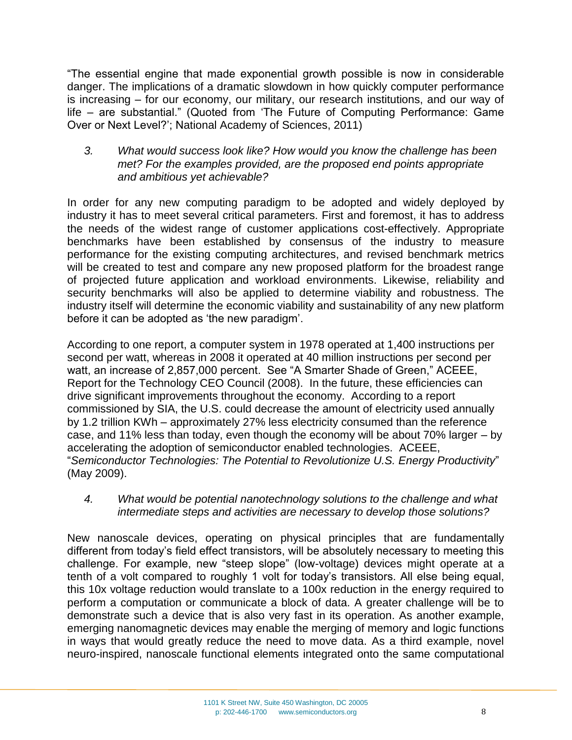"The essential engine that made exponential growth possible is now in considerable danger. The implications of a dramatic slowdown in how quickly computer performance is increasing – for our economy, our military, our research institutions, and our way of life – are substantial." (Quoted from 'The Future of Computing Performance: Game Over or Next Level?'; National Academy of Sciences, 2011)

3. *What would success look like? How would you know the challenge has been met? For the examples provided, are the proposed end points appropriate and ambitious yet achievable?*

In order for any new computing paradigm to be adopted and widely deployed by industry it has to meet several critical parameters. First and foremost, it has to address the needs of the widest range of customer applications cost-effectively. Appropriate benchmarks have been established by consensus of the industry to measure performance for the existing computing architectures, and revised benchmark metrics will be created to test and compare any new proposed platform for the broadest range of projected future application and workload environments. Likewise, reliability and security benchmarks will also be applied to determine viability and robustness. The industry itself will determine the economic viability and sustainability of any new platform before it can be adopted as 'the new paradigm'.

According to one report, a computer system in 1978 operated at 1,400 instructions per second per watt, whereas in 2008 it operated at 40 million instructions per second per watt, an increase of 2,857,000 percent. See "A Smarter Shade of Green," ACEEE, Report for the Technology CEO Council (2008). In the future, these efficiencies can drive significant improvements throughout the economy. According to a report commissioned by SIA, the U.S. could decrease the amount of electricity used annually by 1.2 trillion KWh – approximately 27% less electricity consumed than the reference case, and 11% less than today, even though the economy will be about 70% larger – by accelerating the adoption of semiconductor enabled technologies. ACEEE, "*Semiconductor Technologies: The Potential to Revolutionize U.S. Energy Productivity*" (May 2009).

4. *What would be potential nanotechnology solutions to the challenge and what intermediate steps and activities are necessary to develop those solutions?*

New nanoscale devices, operating on physical principles that are fundamentally different from today's field effect transistors, will be absolutely necessary to meeting this challenge. For example, new "steep slope" (low-voltage) devices might operate at a tenth of a volt compared to roughly 1 volt for today's transistors. All else being equal, this 10x voltage reduction would translate to a 100x reduction in the energy required to perform a computation or communicate a block of data. A greater challenge will be to demonstrate such a device that is also very fast in its operation. As another example, emerging nanomagnetic devices may enable the merging of memory and logic functions in ways that would greatly reduce the need to move data. As a third example, novel neuro-inspired, nanoscale functional elements integrated onto the same computational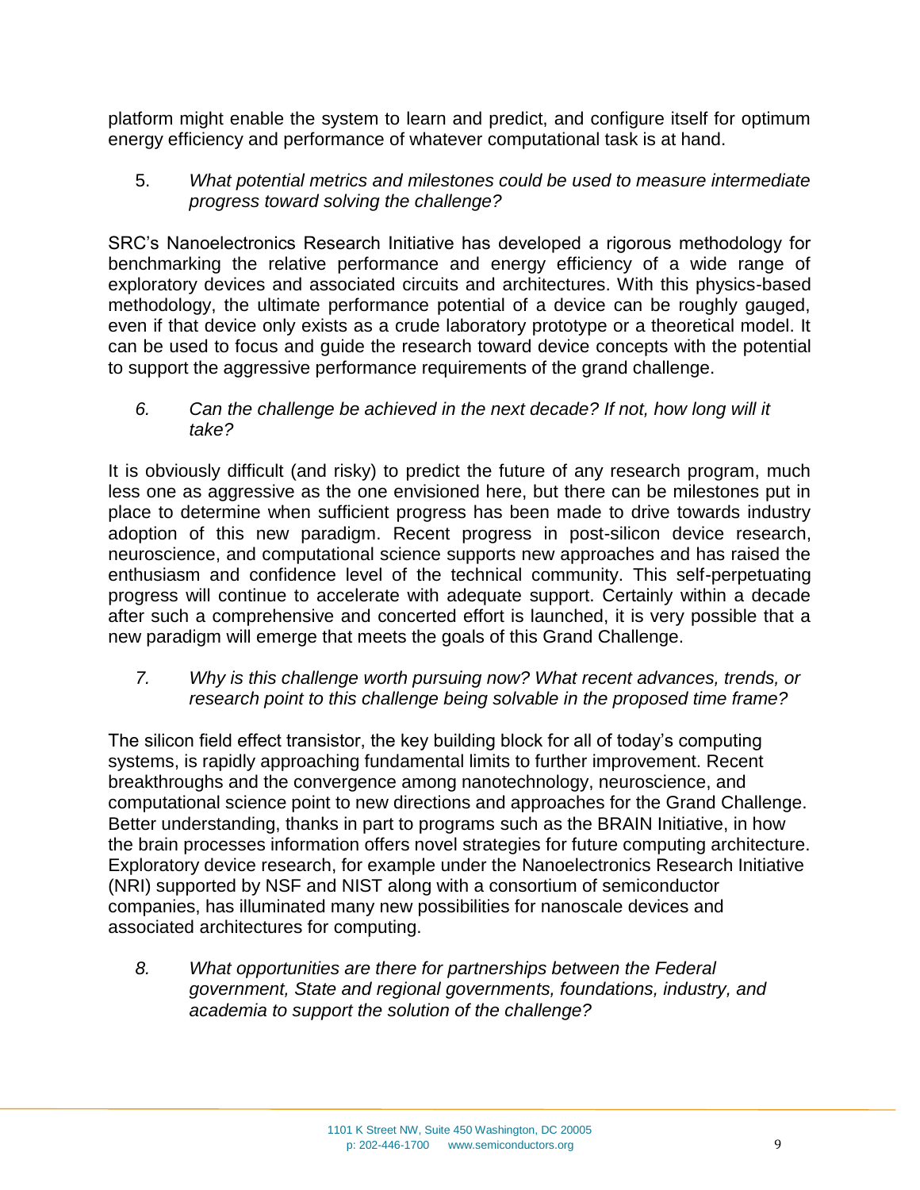platform might enable the system to learn and predict, and configure itself for optimum energy efficiency and performance of whatever computational task is at hand.

5. *What potential metrics and milestones could be used to measure intermediate progress toward solving the challenge?*

SRC's Nanoelectronics Research Initiative has developed a rigorous methodology for benchmarking the relative performance and energy efficiency of a wide range of exploratory devices and associated circuits and architectures. With this physics-based methodology, the ultimate performance potential of a device can be roughly gauged, even if that device only exists as a crude laboratory prototype or a theoretical model. It can be used to focus and guide the research toward device concepts with the potential to support the aggressive performance requirements of the grand challenge.

6. *Can the challenge be achieved in the next decade? If not, how long will it take?*

It is obviously difficult (and risky) to predict the future of any research program, much less one as aggressive as the one envisioned here, but there can be milestones put in place to determine when sufficient progress has been made to drive towards industry adoption of this new paradigm. Recent progress in post-silicon device research, neuroscience, and computational science supports new approaches and has raised the enthusiasm and confidence level of the technical community. This self-perpetuating progress will continue to accelerate with adequate support. Certainly within a decade after such a comprehensive and concerted effort is launched, it is very possible that a new paradigm will emerge that meets the goals of this Grand Challenge.

7. *Why is this challenge worth pursuing now? What recent advances, trends, or research point to this challenge being solvable in the proposed time frame?*

The silicon field effect transistor, the key building block for all of today's computing systems, is rapidly approaching fundamental limits to further improvement. Recent breakthroughs and the convergence among nanotechnology, neuroscience, and computational science point to new directions and approaches for the Grand Challenge. Better understanding, thanks in part to programs such as the BRAIN Initiative, in how the brain processes information offers novel strategies for future computing architecture. Exploratory device research, for example under the Nanoelectronics Research Initiative (NRI) supported by NSF and NIST along with a consortium of semiconductor companies, has illuminated many new possibilities for nanoscale devices and associated architectures for computing.

8. *What opportunities are there for partnerships between the Federal government, State and regional governments, foundations, industry, and academia to support the solution of the challenge?*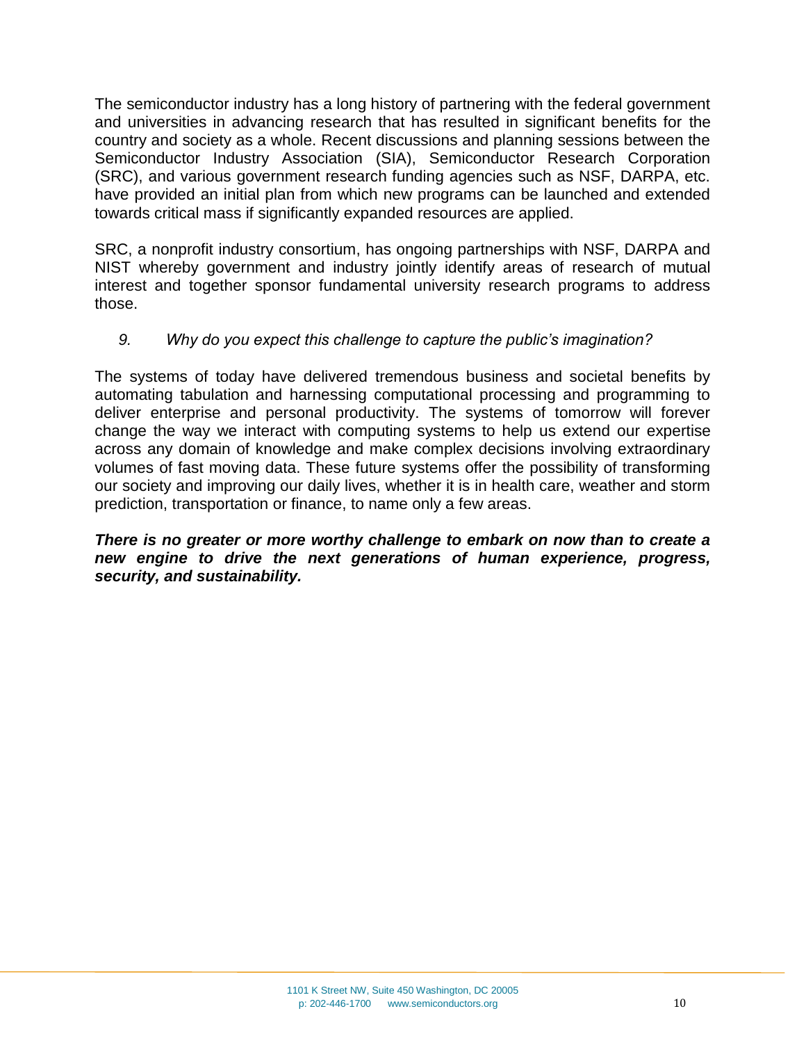The semiconductor industry has a long history of partnering with the federal government and universities in advancing research that has resulted in significant benefits for the country and society as a whole. Recent discussions and planning sessions between the Semiconductor Industry Association (SIA), Semiconductor Research Corporation (SRC), and various government research funding agencies such as NSF, DARPA, etc. have provided an initial plan from which new programs can be launched and extended towards critical mass if significantly expanded resources are applied.

SRC, a nonprofit industry consortium, has ongoing partnerships with NSF, DARPA and NIST whereby government and industry jointly identify areas of research of mutual interest and together sponsor fundamental university research programs to address those.

*9. Why do you expect this challenge to capture the public's imagination?*

The systems of today have delivered tremendous business and societal benefits by automating tabulation and harnessing computational processing and programming to deliver enterprise and personal productivity. The systems of tomorrow will forever change the way we interact with computing systems to help us extend our expertise across any domain of knowledge and make complex decisions involving extraordinary volumes of fast moving data. These future systems offer the possibility of transforming our society and improving our daily lives, whether it is in health care, weather and storm prediction, transportation or finance, to name only a few areas.

***There is no greater or more worthy challenge to embark on now than to create a new engine to drive the next generations of human experience, progress, security, and sustainability.***